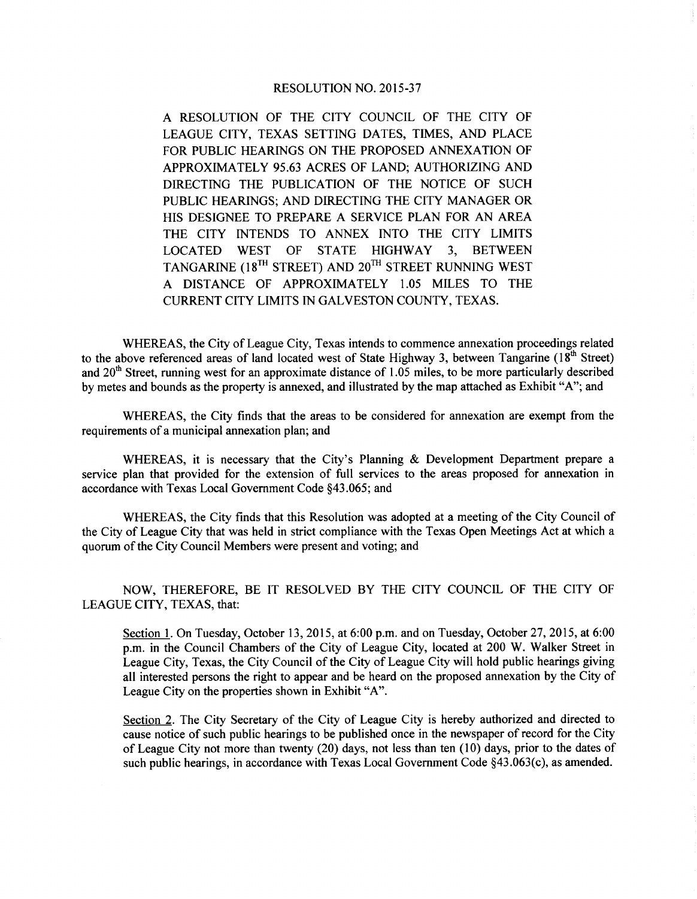# RESOLUTION NO. 2015-37

A RESOLUTION OF THE CITY COUNCIL OF THE CITY OF LEAGUE CITY, TEXAS SETTING DATES, TIMES, AND PLACE FOR PUBLIC HEARINGS ON THE PROPOSED ANNEXATION OF APPROXIMATELY 95.63 ACRES OF LAND; AUTHORIZING AND DIRECTING THE PUBLICATION OF THE NOTICE OF SUCH PUBLIC HEARINGS; AND DIRECTING THE CITY MANAGER OR HIS DESIGNEE TO PREPARE A SERVICE PLAN FOR AN AREA THE CITY INTENDS TO ANNEX INTO THE CITY LIMITS LOCATED WEST OF STATE HIGHWAY 3, BETWEEN TANGARINE (18$^{TH}$ STREET) AND 20$^{TH}$ STREET RUNNING WEST A DISTANCE OF APPROXIMATELY 1.05 MILES TO THE CURRENT CITY LIMITS IN GALVESTON COUNTY, TEXAS.

WHEREAS, the City of League City, Texas intends to commence annexation proceedings related to the above referenced areas of land located west of State Highway 3, between Tangarine (18$^{th}$ Street) and 20$^{th}$ Street, running west for an approximate distance of 1.05 miles, to be more particularly described by metes and bounds as the property is annexed, and illustrated by the map attached as Exhibit "A"; and

WHEREAS, the City finds that the areas to be considered for annexation are exempt from the requirements of a municipal annexation plan; and

WHEREAS, it is necessary that the City's Planning & Development Department prepare a service plan that provided for the extension of full services to the areas proposed for annexation in accordance with Texas Local Government Code §43.065; and

WHEREAS, the City finds that this Resolution was adopted at a meeting of the City Council of the City of League City that was held in strict compliance with the Texas Open Meetings Act at which a quorum of the City Council Members were present and voting; and

NOW, THEREFORE, BE IT RESOLVED BY THE CITY COUNCIL OF THE CITY OF LEAGUE CITY, TEXAS, that:

Section 1. On Tuesday, October 13, 2015, at 6:00 p.m. and on Tuesday, October 27, 2015, at 6:00 p.m. in the Council Chambers of the City of League City, located at 200 W. Walker Street in League City, Texas, the City Council of the City of League City will hold public hearings giving all interested persons the right to appear and be heard on the proposed annexation by the City of League City on the properties shown in Exhibit "A".

Section 2. The City Secretary of the City of League City is hereby authorized and directed to cause notice of such public hearings to be published once in the newspaper of record for the City of League City not more than twenty (20) days, not less than ten (10) days, prior to the dates of such public hearings, in accordance with Texas Local Government Code §43.063(c), as amended.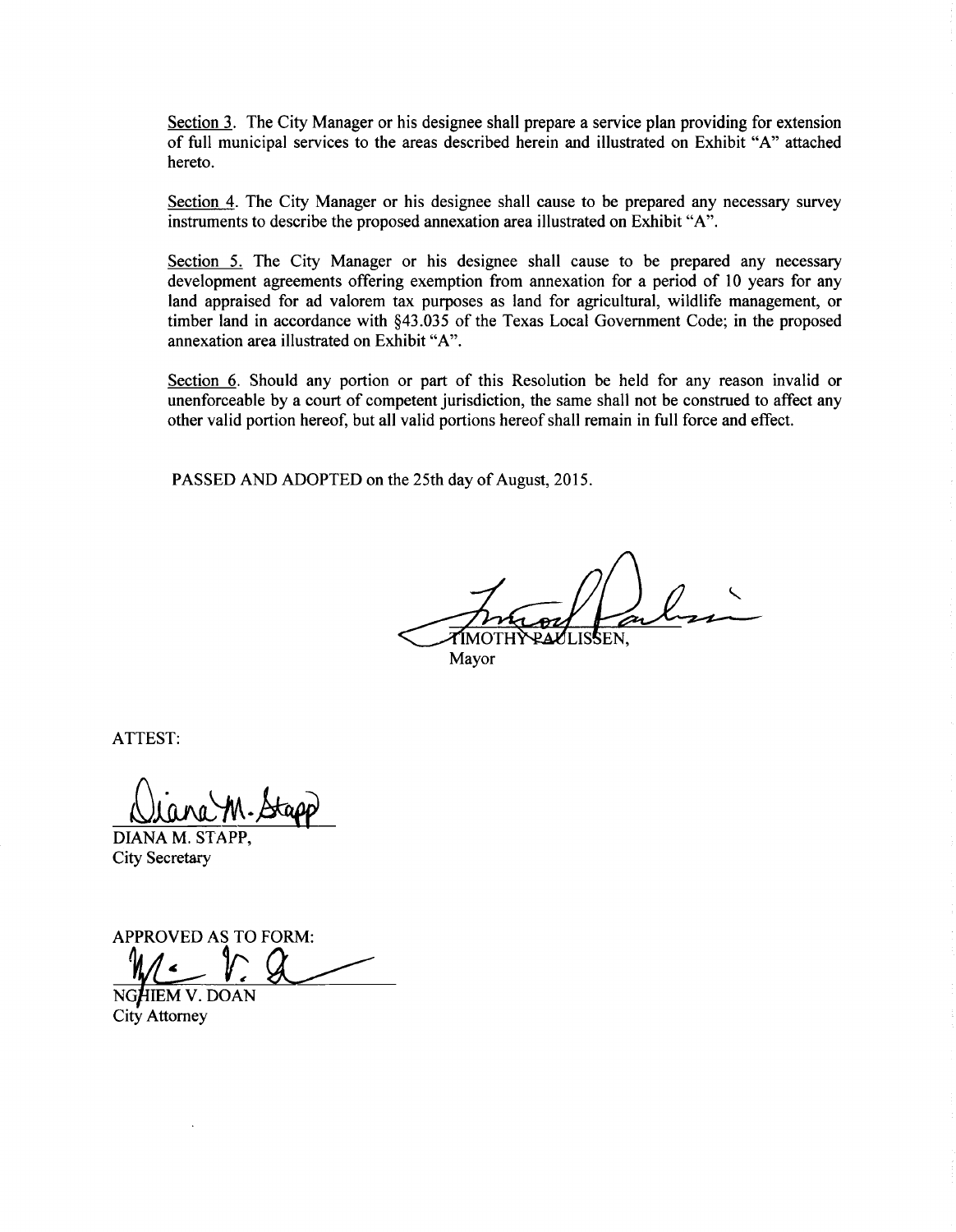Section 3. The City Manager or his designee shall prepare a service plan providing for extension of full municipal services to the areas described herein and illustrated on Exhibit "A" attached hereto.

Section 4. The City Manager or his designee shall cause to be prepared any necessary survey instruments to describe the proposed annexation area illustrated on Exhibit "A".

Section 5. The City Manager or his designee shall cause to be prepared any necessary development agreements offering exemption from annexation for a period of 10 years for any land appraised for ad valorem tax purposes as land for agricultural, wildlife management, or timber land in accordance with §43.035 of the Texas Local Government Code; in the proposed annexation area illustrated on Exhibit "A".

Section 6. Should any portion or part of this Resolution be held for any reason invalid or unenforceable by a court of competent jurisdiction, the same shall not be construed to affect any other valid portion hereof, but all valid portions hereof shall remain in full force and effect.

PASSED AND ADOPTED on the 25th day of August, 2015.

TIMOTHY PAULISSEN,
Mayor

ATTEST:

DIANA M. STAPP,
City Secretary

APPROVED AS TO FORM:

NGHIEM V. DOAN
City Attorney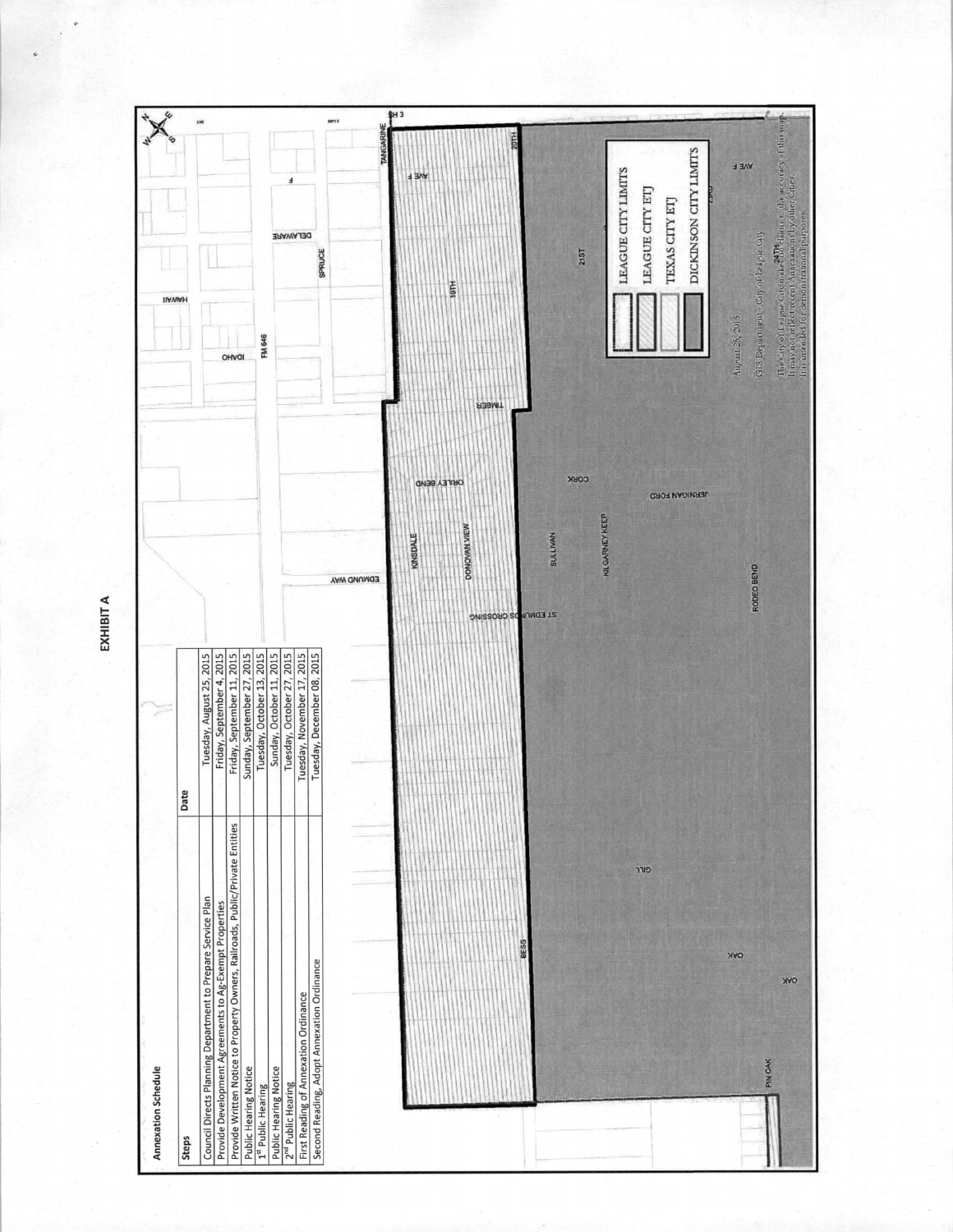# EXHIBIT A

## Annexation Schedule

| Steps | Date |
|---|---|
| Council Directs Planning Department to Prepare Service Plan | Tuesday, August 25, 2015 |
| Provide Development Agreements to Ag-Exempt Properties | Friday, September 4, 2015 |
| Provide Written Notice to Property Owners, Railroads, Public/Private Entities | Friday, September 11, 2015 |
| Public Hearing Notice | Sunday, September 27, 2015 |
| 1st Public Hearing | Tuesday, October 13, 2015 |
| Public Hearing Notice | Sunday, October 11, 2015 |
| 2nd Public Hearing | Tuesday, October 27, 2015 |
| First Reading of Annexation Ordinance | Tuesday, November 17, 2015 |
| Second Reading, Adopt Annexation Ordinance | Tuesday, December 08, 2015 |

LEAGUE CITY LIMITS
LEAGUE CITY ETJ
TEXAS CITY ETJ
DICKINSON CITY LIMITS

August 25, 2015
GIS Department - City of League City
The City of League City makes no claims to the accuracy of this map. It may not reflect recent Annexations by other Cities. It is intended for demonstrational purposes.